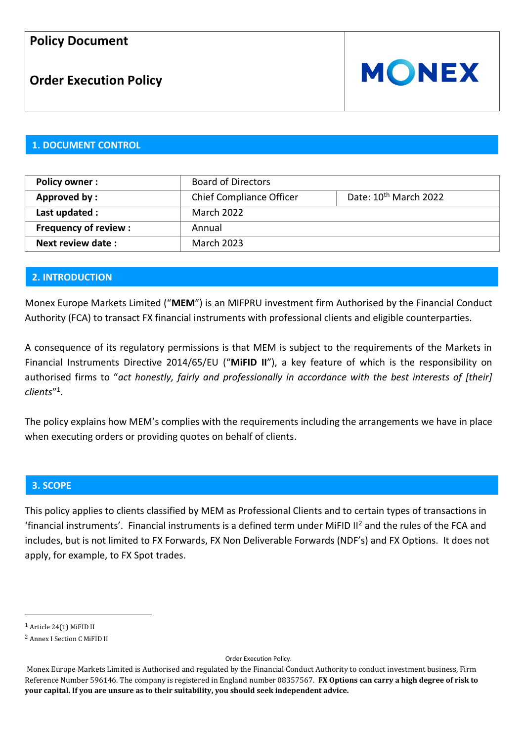# Policy Document

## Order Execution Policy

MONEX

## 1. DOCUMENT CONTROL

| Policy owner : | Board of Directors | |
|---|---|---|
| Approved by : | Chief Compliance Officer | Date: 10th March 2022 |
| Last updated : | March 2022 | |
| Frequency of review : | Annual | |
| Next review date : | March 2023 | |

## 2. INTRODUCTION

Monex Europe Markets Limited ("**MEM**") is an MIFPRU investment firm Authorised by the Financial Conduct Authority (FCA) to transact FX financial instruments with professional clients and eligible counterparties.

A consequence of its regulatory permissions is that MEM is subject to the requirements of the Markets in Financial Instruments Directive 2014/65/EU ("**MiFID II**"), a key feature of which is the responsibility on authorised firms to "*act honestly, fairly and professionally in accordance with the best interests of [their] clients*"[1].

The policy explains how MEM's complies with the requirements including the arrangements we have in place when executing orders or providing quotes on behalf of clients.

## 3. SCOPE

This policy applies to clients classified by MEM as Professional Clients and to certain types of transactions in 'financial instruments'. Financial instruments is a defined term under MiFID II[2] and the rules of the FCA and includes, but is not limited to FX Forwards, FX Non Deliverable Forwards (NDF's) and FX Options. It does not apply, for example, to FX Spot trades.

---

[1] Article 24(1) MiFID II

[2] Annex I Section C MiFID II

Order Execution Policy.

Monex Europe Markets Limited is Authorised and regulated by the Financial Conduct Authority to conduct investment business, Firm Reference Number 596146. The company is registered in England number 08357567. **FX Options can carry a high degree of risk to your capital. If you are unsure as to their suitability, you should seek independent advice.**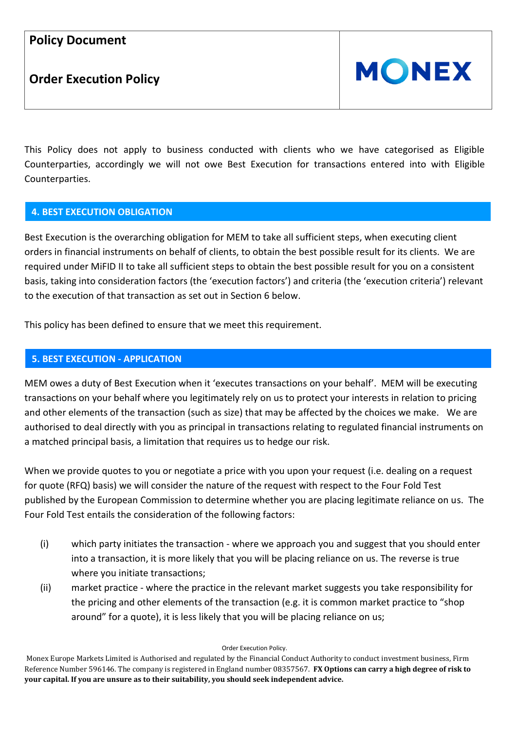This Policy does not apply to business conducted with clients who we have categorised as Eligible Counterparties, accordingly we will not owe Best Execution for transactions entered into with Eligible Counterparties.

## 4. BEST EXECUTION OBLIGATION

Best Execution is the overarching obligation for MEM to take all sufficient steps, when executing client orders in financial instruments on behalf of clients, to obtain the best possible result for its clients. We are required under MiFID II to take all sufficient steps to obtain the best possible result for you on a consistent basis, taking into consideration factors (the 'execution factors') and criteria (the 'execution criteria') relevant to the execution of that transaction as set out in Section 6 below.

This policy has been defined to ensure that we meet this requirement.

## 5. BEST EXECUTION - APPLICATION

MEM owes a duty of Best Execution when it 'executes transactions on your behalf'. MEM will be executing transactions on your behalf where you legitimately rely on us to protect your interests in relation to pricing and other elements of the transaction (such as size) that may be affected by the choices we make. We are authorised to deal directly with you as principal in transactions relating to regulated financial instruments on a matched principal basis, a limitation that requires us to hedge our risk.

When we provide quotes to you or negotiate a price with you upon your request (i.e. dealing on a request for quote (RFQ) basis) we will consider the nature of the request with respect to the Four Fold Test published by the European Commission to determine whether you are placing legitimate reliance on us. The Four Fold Test entails the consideration of the following factors:

(i) which party initiates the transaction - where we approach you and suggest that you should enter into a transaction, it is more likely that you will be placing reliance on us. The reverse is true where you initiate transactions;

(ii) market practice - where the practice in the relevant market suggests you take responsibility for the pricing and other elements of the transaction (e.g. it is common market practice to "shop around" for a quote), it is less likely that you will be placing reliance on us;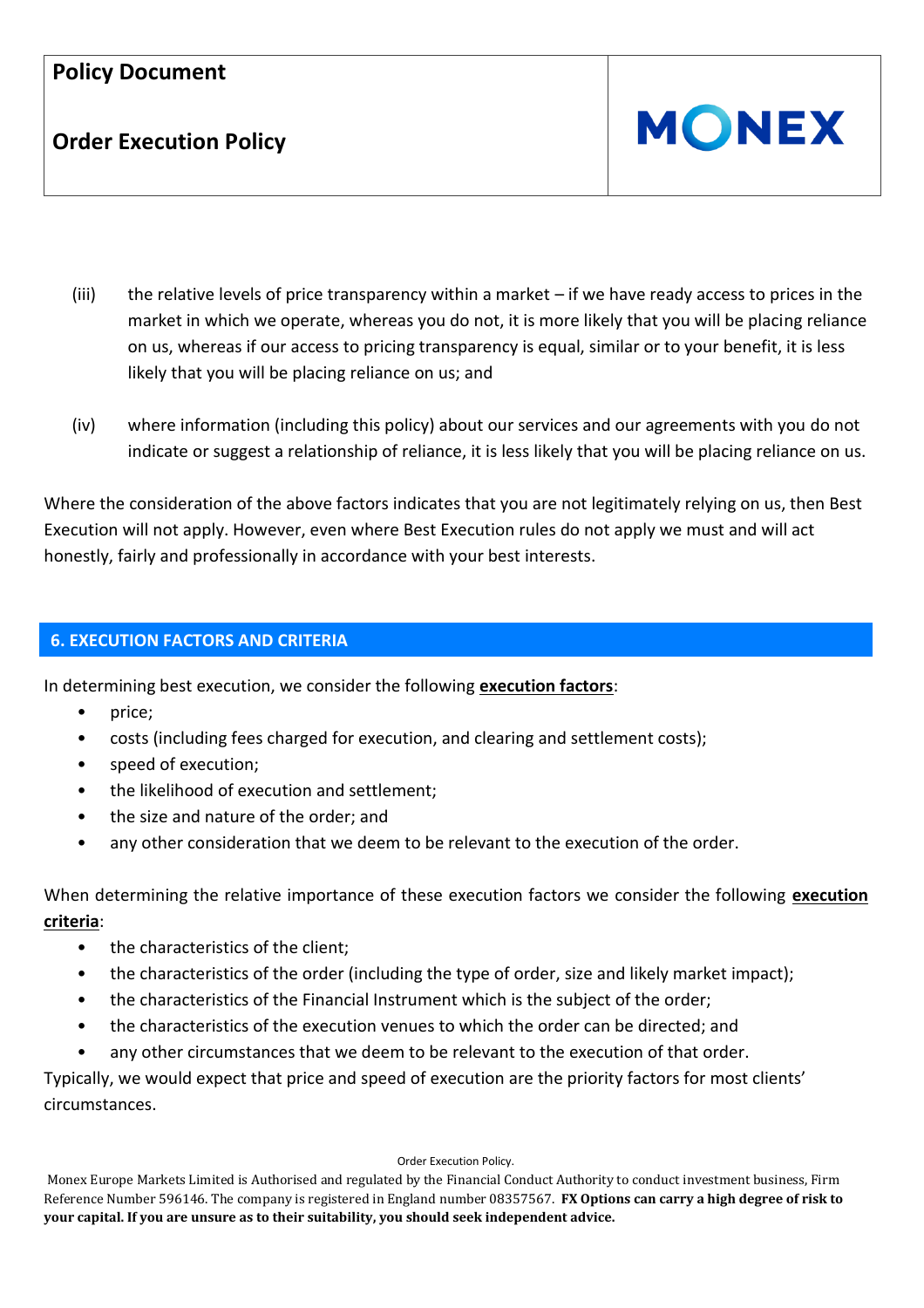(iii) the relative levels of price transparency within a market – if we have ready access to prices in the market in which we operate, whereas you do not, it is more likely that you will be placing reliance on us, whereas if our access to pricing transparency is equal, similar or to your benefit, it is less likely that you will be placing reliance on us; and

(iv) where information (including this policy) about our services and our agreements with you do not indicate or suggest a relationship of reliance, it is less likely that you will be placing reliance on us.

Where the consideration of the above factors indicates that you are not legitimately relying on us, then Best Execution will not apply. However, even where Best Execution rules do not apply we must and will act honestly, fairly and professionally in accordance with your best interests.

## 6. EXECUTION FACTORS AND CRITERIA

In determining best execution, we consider the following **execution factors**:

- price;
- costs (including fees charged for execution, and clearing and settlement costs);
- speed of execution;
- the likelihood of execution and settlement;
- the size and nature of the order; and
- any other consideration that we deem to be relevant to the execution of the order.

When determining the relative importance of these execution factors we consider the following **execution criteria**:

- the characteristics of the client;
- the characteristics of the order (including the type of order, size and likely market impact);
- the characteristics of the Financial Instrument which is the subject of the order;
- the characteristics of the execution venues to which the order can be directed; and
- any other circumstances that we deem to be relevant to the execution of that order.

Typically, we would expect that price and speed of execution are the priority factors for most clients' circumstances.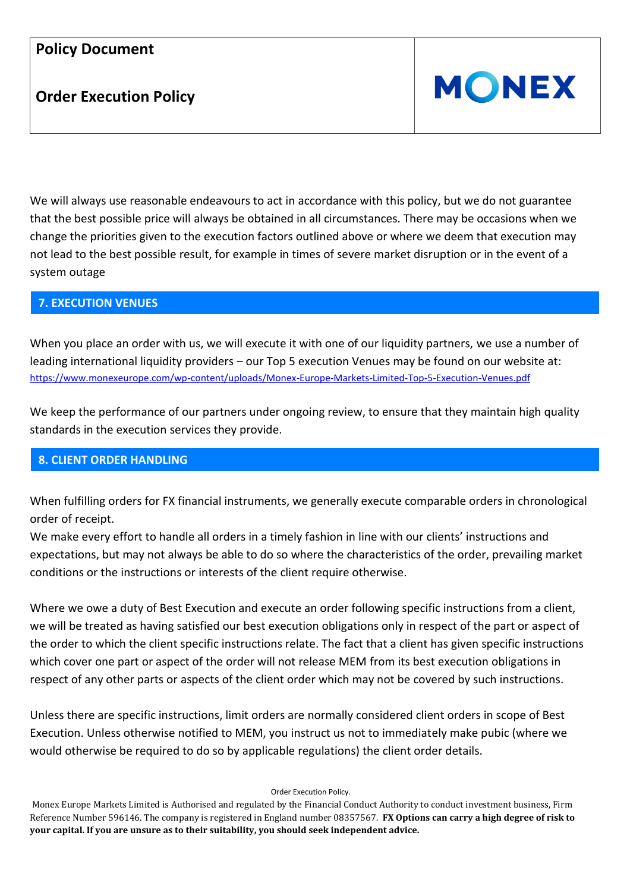We will always use reasonable endeavours to act in accordance with this policy, but we do not guarantee that the best possible price will always be obtained in all circumstances. There may be occasions when we change the priorities given to the execution factors outlined above or where we deem that execution may not lead to the best possible result, for example in times of severe market disruption or in the event of a system outage

## 7. EXECUTION VENUES

When you place an order with us, we will execute it with one of our liquidity partners, we use a number of leading international liquidity providers – our Top 5 execution Venues may be found on our website at: https://www.monexeurope.com/wp-content/uploads/Monex-Europe-Markets-Limited-Top-5-Execution-Venues.pdf

We keep the performance of our partners under ongoing review, to ensure that they maintain high quality standards in the execution services they provide.

## 8. CLIENT ORDER HANDLING

When fulfilling orders for FX financial instruments, we generally execute comparable orders in chronological order of receipt.
We make every effort to handle all orders in a timely fashion in line with our clients' instructions and expectations, but may not always be able to do so where the characteristics of the order, prevailing market conditions or the instructions or interests of the client require otherwise.

Where we owe a duty of Best Execution and execute an order following specific instructions from a client, we will be treated as having satisfied our best execution obligations only in respect of the part or aspect of the order to which the client specific instructions relate. The fact that a client has given specific instructions which cover one part or aspect of the order will not release MEM from its best execution obligations in respect of any other parts or aspects of the client order which may not be covered by such instructions.

Unless there are specific instructions, limit orders are normally considered client orders in scope of Best Execution. Unless otherwise notified to MEM, you instruct us not to immediately make pubic (where we would otherwise be required to do so by applicable regulations) the client order details.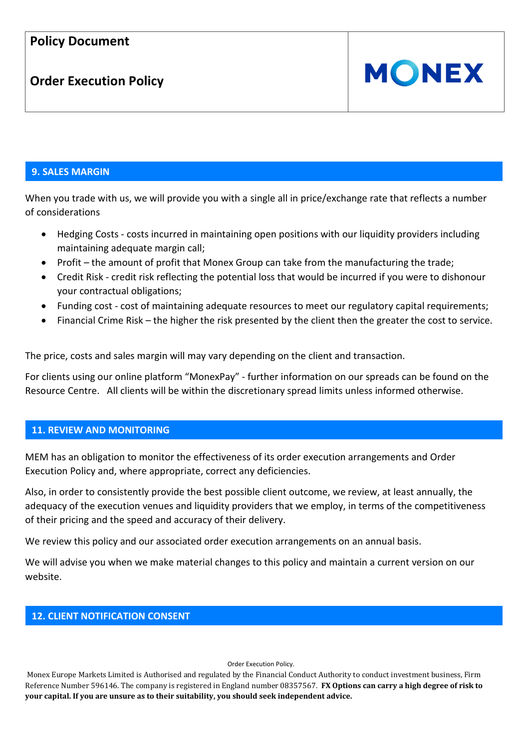## 9. SALES MARGIN

When you trade with us, we will provide you with a single all in price/exchange rate that reflects a number of considerations

- Hedging Costs - costs incurred in maintaining open positions with our liquidity providers including maintaining adequate margin call;
- Profit – the amount of profit that Monex Group can take from the manufacturing the trade;
- Credit Risk - credit risk reflecting the potential loss that would be incurred if you were to dishonour your contractual obligations;
- Funding cost - cost of maintaining adequate resources to meet our regulatory capital requirements;
- Financial Crime Risk – the higher the risk presented by the client then the greater the cost to service.

The price, costs and sales margin will may vary depending on the client and transaction.

For clients using our online platform "MonexPay" - further information on our spreads can be found on the Resource Centre. All clients will be within the discretionary spread limits unless informed otherwise.

## 11. REVIEW AND MONITORING

MEM has an obligation to monitor the effectiveness of its order execution arrangements and Order Execution Policy and, where appropriate, correct any deficiencies.

Also, in order to consistently provide the best possible client outcome, we review, at least annually, the adequacy of the execution venues and liquidity providers that we employ, in terms of the competitiveness of their pricing and the speed and accuracy of their delivery.

We review this policy and our associated order execution arrangements on an annual basis.

We will advise you when we make material changes to this policy and maintain a current version on our website.

## 12. CLIENT NOTIFICATION CONSENT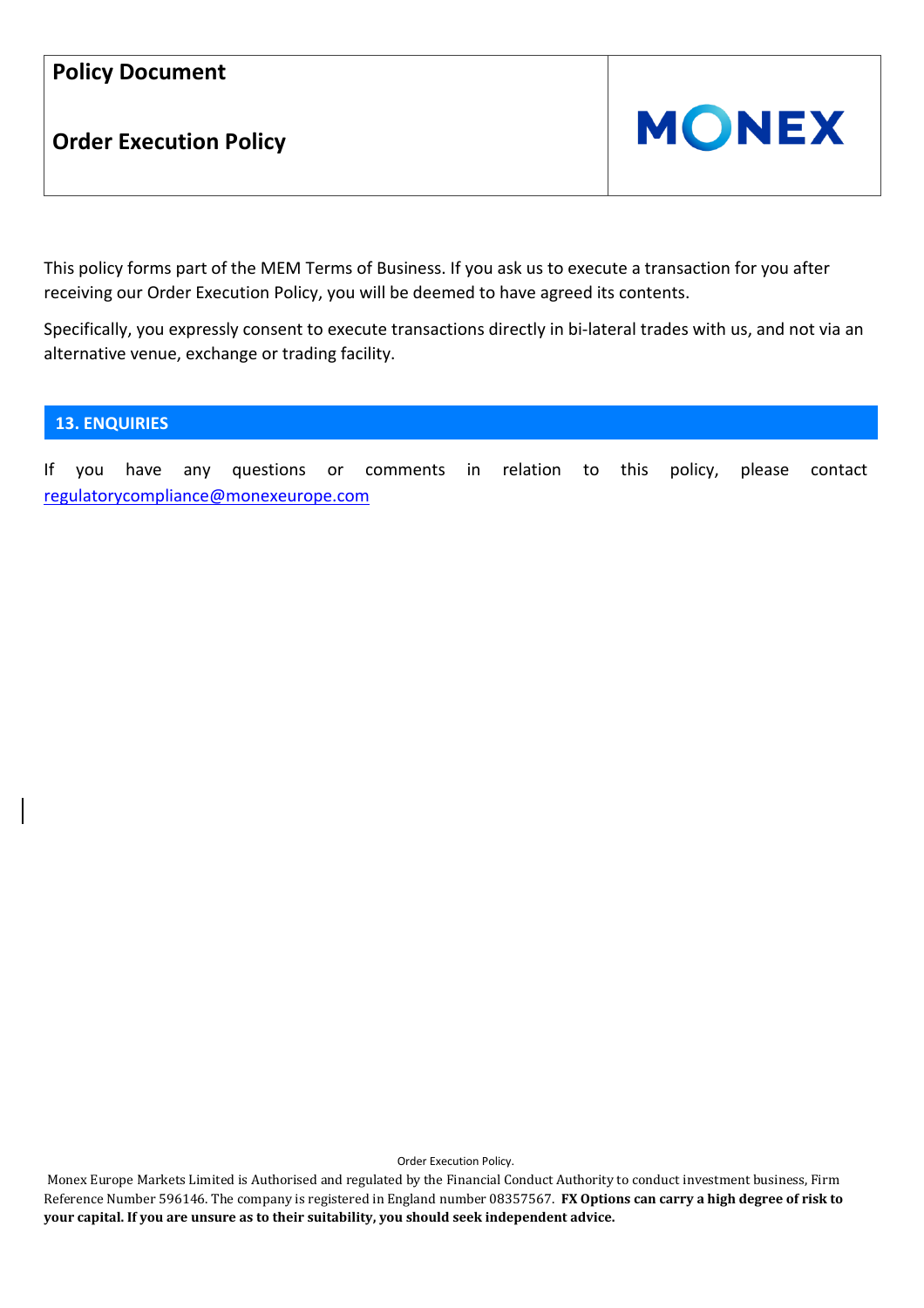This policy forms part of the MEM Terms of Business. If you ask us to execute a transaction for you after receiving our Order Execution Policy, you will be deemed to have agreed its contents.

Specifically, you expressly consent to execute transactions directly in bi-lateral trades with us, and not via an alternative venue, exchange or trading facility.

## 13. ENQUIRIES

If you have any questions or comments in relation to this policy, please contact regulatorycompliance@monexeurope.com